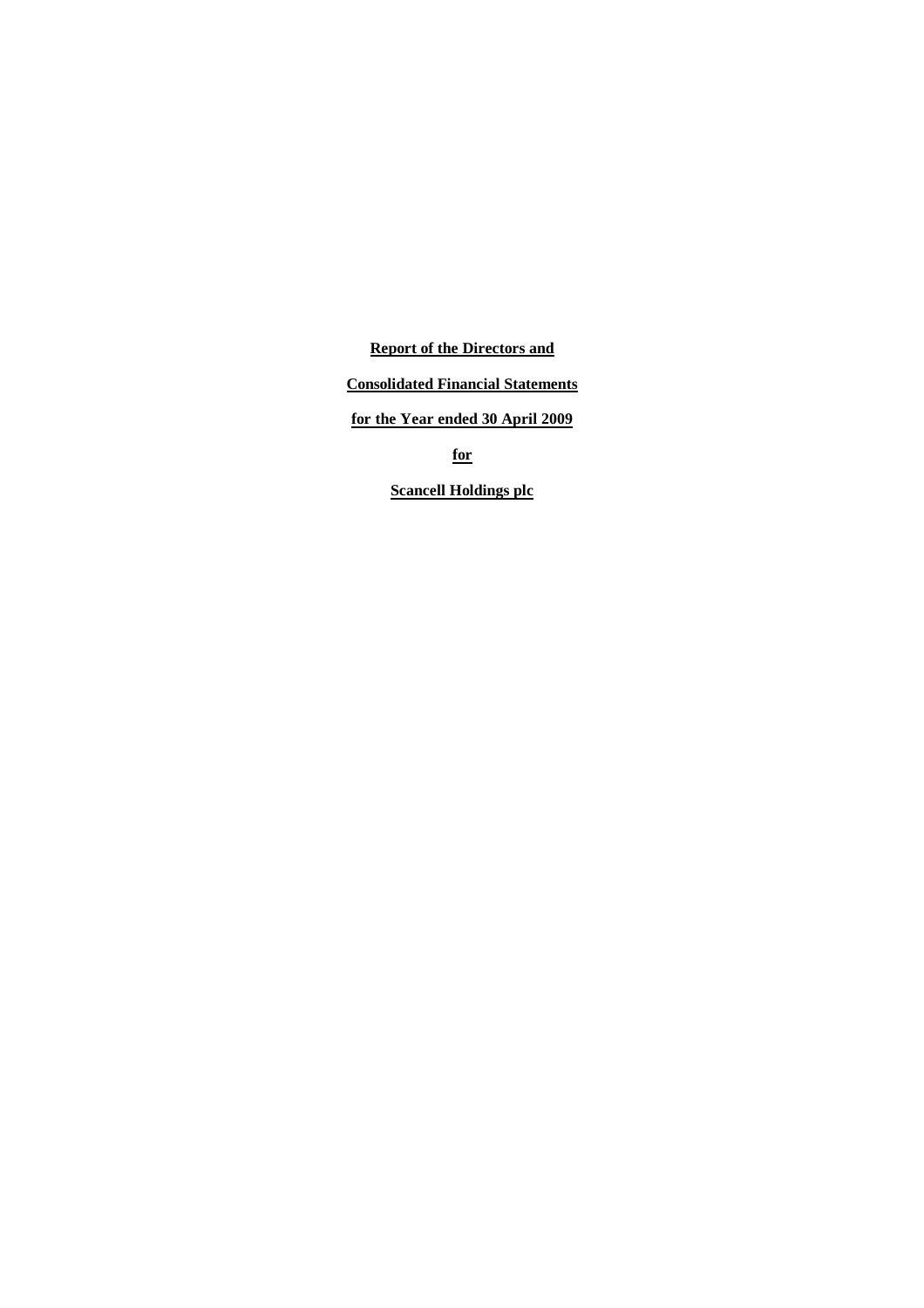**Report of the Directors and**

**Consolidated Financial Statements**

**for the Year ended 30 April 2009**

**for**

**Scancell Holdings plc**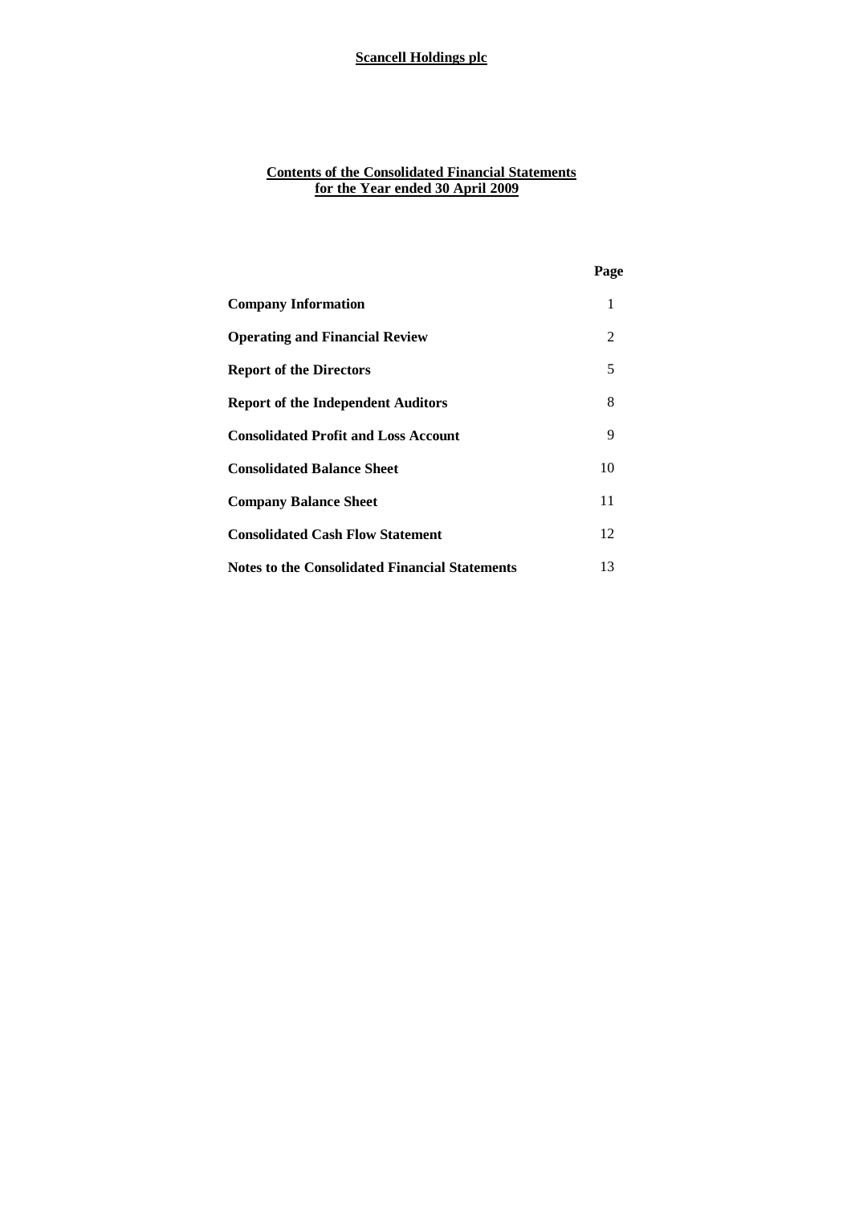**Scancell Holdings plc**

## Contents of the Consolidated Financial Statements for the Year ended 30 April 2009

| | Page |
|---|---|
| **Company Information** | 1 |
| **Operating and Financial Review** | 2 |
| **Report of the Directors** | 5 |
| **Report of the Independent Auditors** | 8 |
| **Consolidated Profit and Loss Account** | 9 |
| **Consolidated Balance Sheet** | 10 |
| **Company Balance Sheet** | 11 |
| **Consolidated Cash Flow Statement** | 12 |
| **Notes to the Consolidated Financial Statements** | 13 |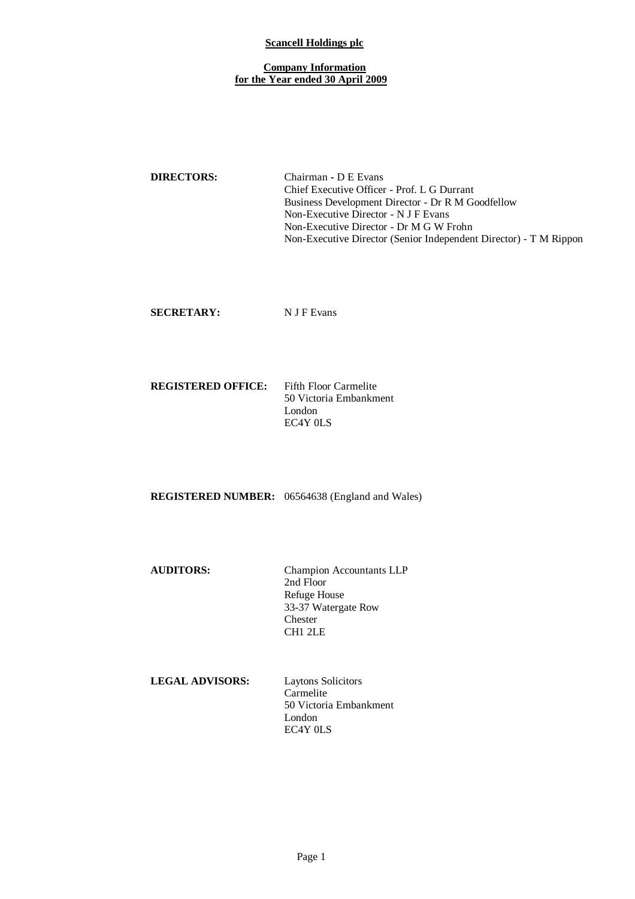**Scancell Holdings plc**

**Company Information**
**for the Year ended 30 April 2009**

| | |
|---|---|
| **DIRECTORS:** | Chairman - D E Evans<br>Chief Executive Officer - Prof. L G Durrant<br>Business Development Director - Dr R M Goodfellow<br>Non-Executive Director - N J F Evans<br>Non-Executive Director - Dr M G W Frohn<br>Non-Executive Director (Senior Independent Director) - T M Rippon |
| **SECRETARY:** | N J F Evans |
| **REGISTERED OFFICE:** | Fifth Floor Carmelite<br>50 Victoria Embankment<br>London<br>EC4Y 0LS |
| **REGISTERED NUMBER:** | 06564638 (England and Wales) |
| **AUDITORS:** | Champion Accountants LLP<br>2nd Floor<br>Refuge House<br>33-37 Watergate Row<br>Chester<br>CH1 2LE |
| **LEGAL ADVISORS:** | Laytons Solicitors<br>Carmelite<br>50 Victoria Embankment<br>London<br>EC4Y 0LS |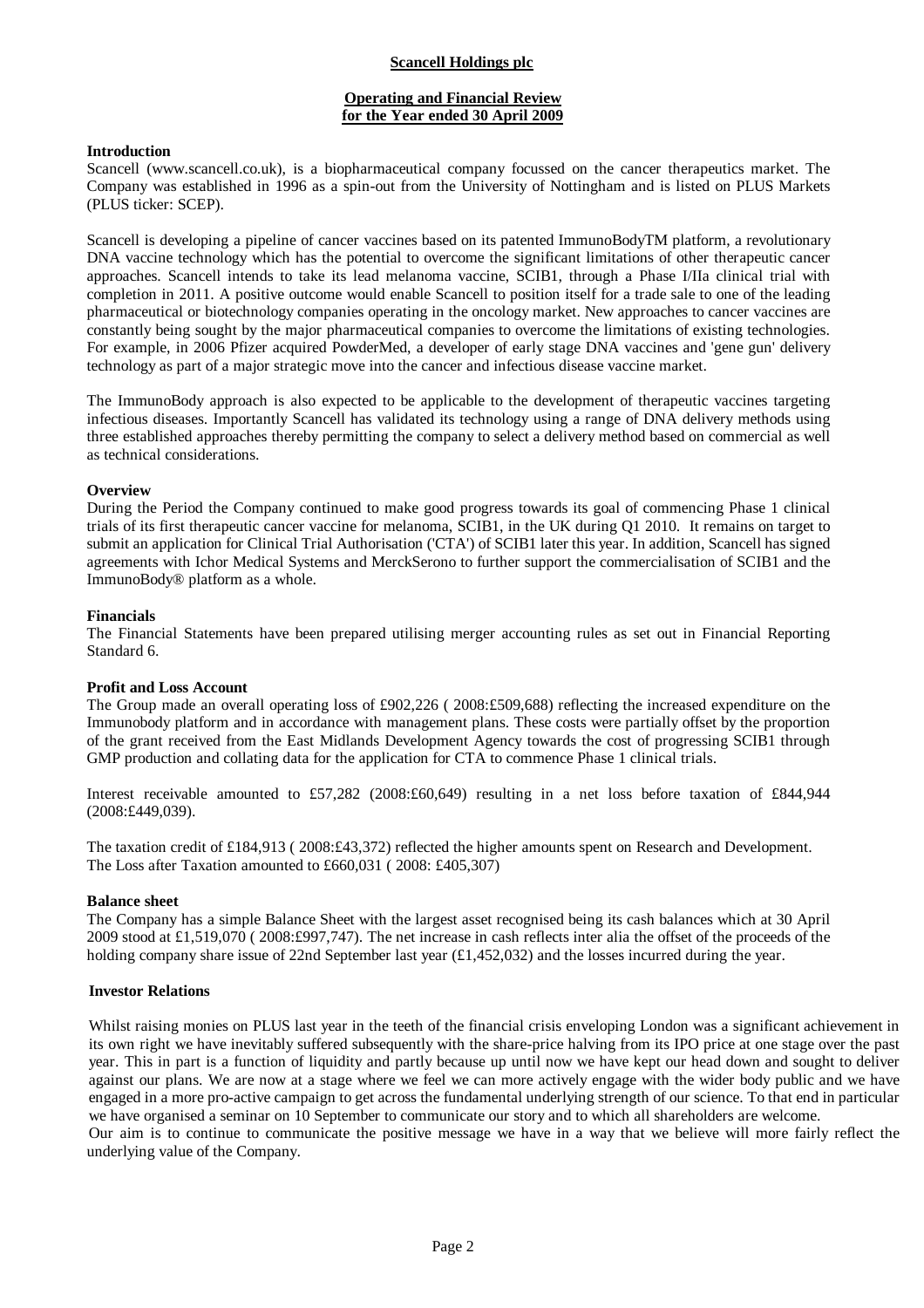**Scancell Holdings plc**

**Operating and Financial Review**
**for the Year ended 30 April 2009**

**Introduction**

Scancell (www.scancell.co.uk), is a biopharmaceutical company focussed on the cancer therapeutics market. The Company was established in 1996 as a spin-out from the University of Nottingham and is listed on PLUS Markets (PLUS ticker: SCEP).

Scancell is developing a pipeline of cancer vaccines based on its patented ImmunoBodyTM platform, a revolutionary DNA vaccine technology which has the potential to overcome the significant limitations of other therapeutic cancer approaches. Scancell intends to take its lead melanoma vaccine, SCIB1, through a Phase I/IIa clinical trial with completion in 2011. A positive outcome would enable Scancell to position itself for a trade sale to one of the leading pharmaceutical or biotechnology companies operating in the oncology market. New approaches to cancer vaccines are constantly being sought by the major pharmaceutical companies to overcome the limitations of existing technologies. For example, in 2006 Pfizer acquired PowderMed, a developer of early stage DNA vaccines and 'gene gun' delivery technology as part of a major strategic move into the cancer and infectious disease vaccine market.

The ImmunoBody approach is also expected to be applicable to the development of therapeutic vaccines targeting infectious diseases. Importantly Scancell has validated its technology using a range of DNA delivery methods using three established approaches thereby permitting the company to select a delivery method based on commercial as well as technical considerations.

**Overview**

During the Period the Company continued to make good progress towards its goal of commencing Phase 1 clinical trials of its first therapeutic cancer vaccine for melanoma, SCIB1, in the UK during Q1 2010. It remains on target to submit an application for Clinical Trial Authorisation ('CTA') of SCIB1 later this year. In addition, Scancell has signed agreements with Ichor Medical Systems and MerckSerono to further support the commercialisation of SCIB1 and the ImmunoBody® platform as a whole.

**Financials**

The Financial Statements have been prepared utilising merger accounting rules as set out in Financial Reporting Standard 6.

**Profit and Loss Account**

The Group made an overall operating loss of £902,226 ( 2008:£509,688) reflecting the increased expenditure on the Immunobody platform and in accordance with management plans. These costs were partially offset by the proportion of the grant received from the East Midlands Development Agency towards the cost of progressing SCIB1 through GMP production and collating data for the application for CTA to commence Phase 1 clinical trials.

Interest receivable amounted to £57,282 (2008:£60,649) resulting in a net loss before taxation of £844,944 (2008:£449,039).

The taxation credit of £184,913 ( 2008:£43,372) reflected the higher amounts spent on Research and Development.
The Loss after Taxation amounted to £660,031 ( 2008: £405,307)

**Balance sheet**

The Company has a simple Balance Sheet with the largest asset recognised being its cash balances which at 30 April 2009 stood at £1,519,070 ( 2008:£997,747). The net increase in cash reflects inter alia the offset of the proceeds of the holding company share issue of 22nd September last year (£1,452,032) and the losses incurred during the year.

**Investor Relations**

Whilst raising monies on PLUS last year in the teeth of the financial crisis enveloping London was a significant achievement in its own right we have inevitably suffered subsequently with the share-price halving from its IPO price at one stage over the past year. This in part is a function of liquidity and partly because up until now we have kept our head down and sought to deliver against our plans. We are now at a stage where we feel we can more actively engage with the wider body public and we have engaged in a more pro-active campaign to get across the fundamental underlying strength of our science. To that end in particular we have organised a seminar on 10 September to communicate our story and to which all shareholders are welcome.

Our aim is to continue to communicate the positive message we have in a way that we believe will more fairly reflect the underlying value of the Company.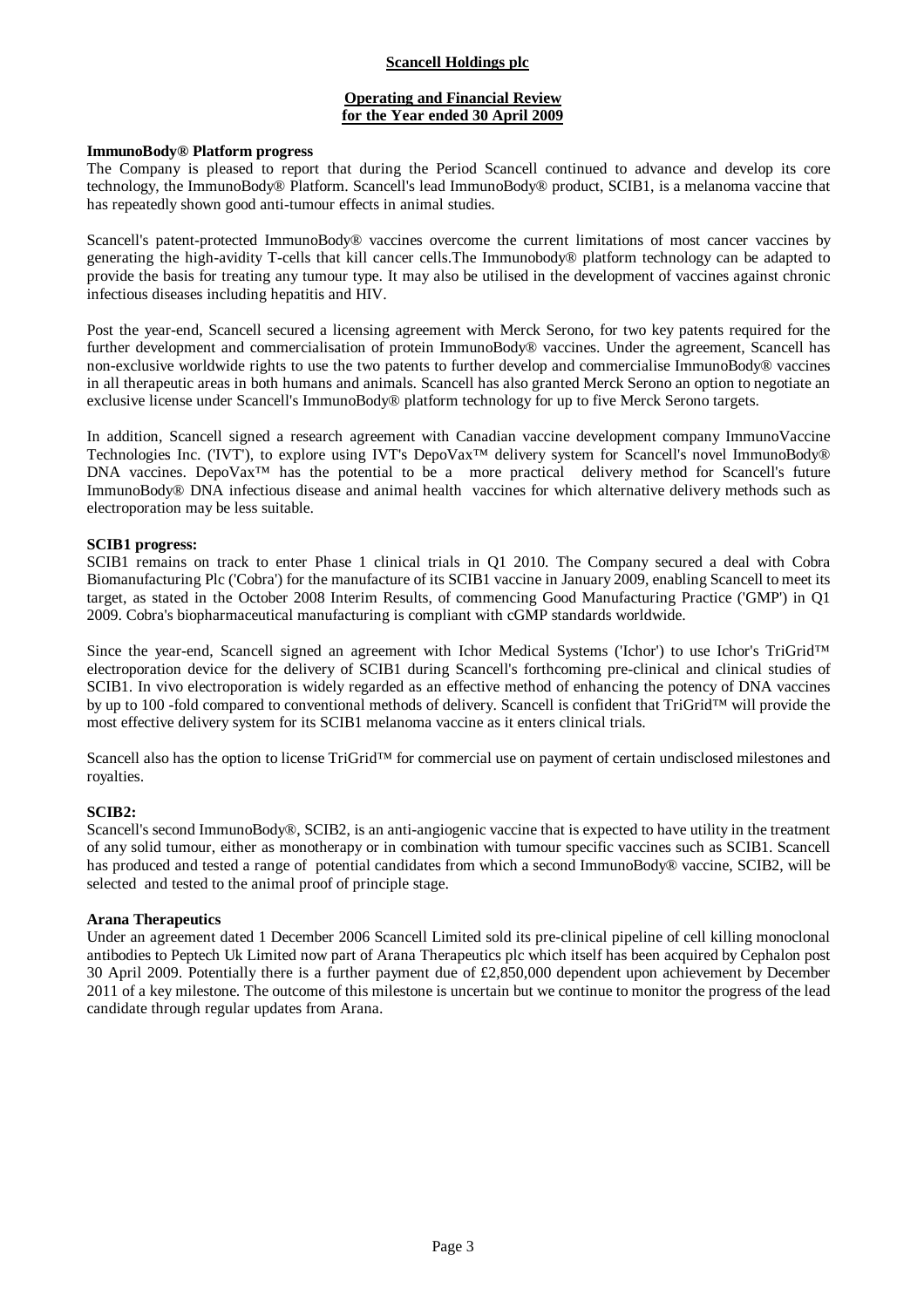**Scancell Holdings plc**

**Operating and Financial Review**
**for the Year ended 30 April 2009**

**ImmunoBody® Platform progress**

The Company is pleased to report that during the Period Scancell continued to advance and develop its core technology, the ImmunoBody® Platform. Scancell's lead ImmunoBody® product, SCIB1, is a melanoma vaccine that has repeatedly shown good anti-tumour effects in animal studies.

Scancell's patent-protected ImmunoBody® vaccines overcome the current limitations of most cancer vaccines by generating the high-avidity T-cells that kill cancer cells.The Immunobody® platform technology can be adapted to provide the basis for treating any tumour type. It may also be utilised in the development of vaccines against chronic infectious diseases including hepatitis and HIV.

Post the year-end, Scancell secured a licensing agreement with Merck Serono, for two key patents required for the further development and commercialisation of protein ImmunoBody® vaccines. Under the agreement, Scancell has non-exclusive worldwide rights to use the two patents to further develop and commercialise ImmunoBody® vaccines in all therapeutic areas in both humans and animals. Scancell has also granted Merck Serono an option to negotiate an exclusive license under Scancell's ImmunoBody® platform technology for up to five Merck Serono targets.

In addition, Scancell signed a research agreement with Canadian vaccine development company ImmunoVaccine Technologies Inc. ('IVT'), to explore using IVT's DepoVax™ delivery system for Scancell's novel ImmunoBody® DNA vaccines. DepoVax™ has the potential to be a more practical delivery method for Scancell's future ImmunoBody® DNA infectious disease and animal health vaccines for which alternative delivery methods such as electroporation may be less suitable.

**SCIB1 progress:**

SCIB1 remains on track to enter Phase 1 clinical trials in Q1 2010. The Company secured a deal with Cobra Biomanufacturing Plc ('Cobra') for the manufacture of its SCIB1 vaccine in January 2009, enabling Scancell to meet its target, as stated in the October 2008 Interim Results, of commencing Good Manufacturing Practice ('GMP') in Q1 2009. Cobra's biopharmaceutical manufacturing is compliant with cGMP standards worldwide.

Since the year-end, Scancell signed an agreement with Ichor Medical Systems ('Ichor') to use Ichor's TriGrid™ electroporation device for the delivery of SCIB1 during Scancell's forthcoming pre-clinical and clinical studies of SCIB1. In vivo electroporation is widely regarded as an effective method of enhancing the potency of DNA vaccines by up to 100 -fold compared to conventional methods of delivery. Scancell is confident that TriGrid™ will provide the most effective delivery system for its SCIB1 melanoma vaccine as it enters clinical trials.

Scancell also has the option to license TriGrid™ for commercial use on payment of certain undisclosed milestones and royalties.

**SCIB2:**

Scancell's second ImmunoBody®, SCIB2, is an anti-angiogenic vaccine that is expected to have utility in the treatment of any solid tumour, either as monotherapy or in combination with tumour specific vaccines such as SCIB1. Scancell has produced and tested a range of potential candidates from which a second ImmunoBody® vaccine, SCIB2, will be selected and tested to the animal proof of principle stage.

**Arana Therapeutics**

Under an agreement dated 1 December 2006 Scancell Limited sold its pre-clinical pipeline of cell killing monoclonal antibodies to Peptech Uk Limited now part of Arana Therapeutics plc which itself has been acquired by Cephalon post 30 April 2009. Potentially there is a further payment due of £2,850,000 dependent upon achievement by December 2011 of a key milestone. The outcome of this milestone is uncertain but we continue to monitor the progress of the lead candidate through regular updates from Arana.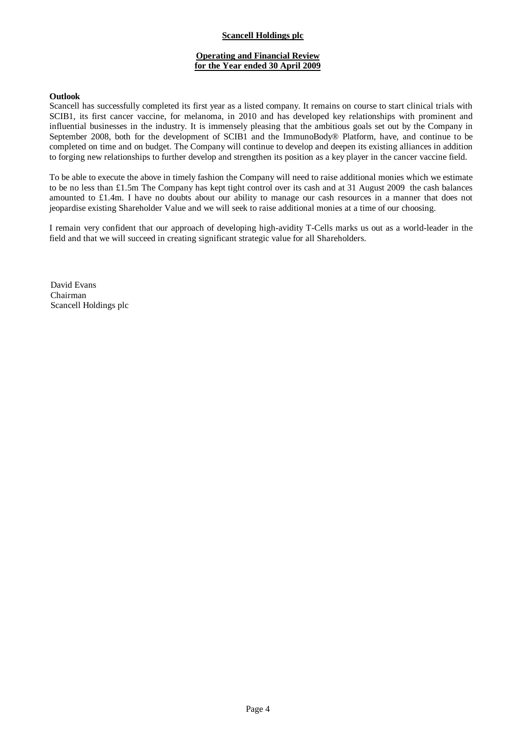**Scancell Holdings plc**

**Operating and Financial Review for the Year ended 30 April 2009**

**Outlook**

Scancell has successfully completed its first year as a listed company. It remains on course to start clinical trials with SCIB1, its first cancer vaccine, for melanoma, in 2010 and has developed key relationships with prominent and influential businesses in the industry. It is immensely pleasing that the ambitious goals set out by the Company in September 2008, both for the development of SCIB1 and the ImmunoBody® Platform, have, and continue to be completed on time and on budget. The Company will continue to develop and deepen its existing alliances in addition to forging new relationships to further develop and strengthen its position as a key player in the cancer vaccine field.

To be able to execute the above in timely fashion the Company will need to raise additional monies which we estimate to be no less than £1.5m The Company has kept tight control over its cash and at 31 August 2009 the cash balances amounted to £1.4m. I have no doubts about our ability to manage our cash resources in a manner that does not jeopardise existing Shareholder Value and we will seek to raise additional monies at a time of our choosing.

I remain very confident that our approach of developing high-avidity T-Cells marks us out as a world-leader in the field and that we will succeed in creating significant strategic value for all Shareholders.

David Evans
Chairman
Scancell Holdings plc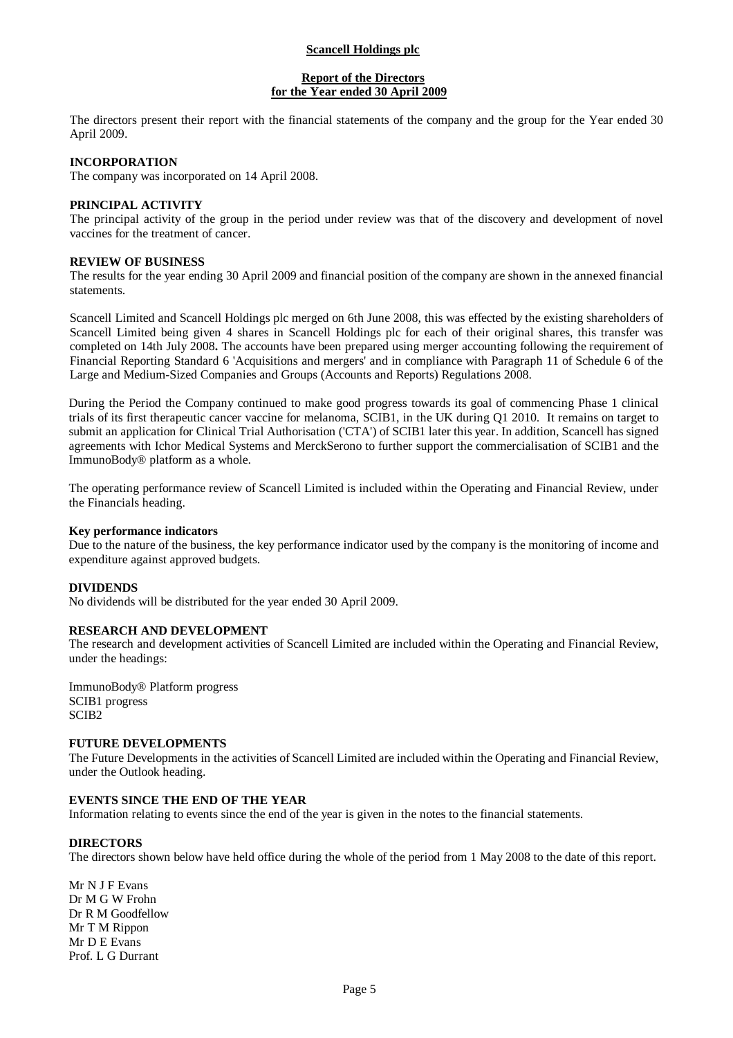**Scancell Holdings plc**

**Report of the Directors**
**for the Year ended 30 April 2009**

The directors present their report with the financial statements of the company and the group for the Year ended 30 April 2009.

## INCORPORATION

The company was incorporated on 14 April 2008.

## PRINCIPAL ACTIVITY

The principal activity of the group in the period under review was that of the discovery and development of novel vaccines for the treatment of cancer.

## REVIEW OF BUSINESS

The results for the year ending 30 April 2009 and financial position of the company are shown in the annexed financial statements.

Scancell Limited and Scancell Holdings plc merged on 6th June 2008, this was effected by the existing shareholders of Scancell Limited being given 4 shares in Scancell Holdings plc for each of their original shares, this transfer was completed on 14th July 2008**.** The accounts have been prepared using merger accounting following the requirement of Financial Reporting Standard 6 'Acquisitions and mergers' and in compliance with Paragraph 11 of Schedule 6 of the Large and Medium-Sized Companies and Groups (Accounts and Reports) Regulations 2008.

During the Period the Company continued to make good progress towards its goal of commencing Phase 1 clinical trials of its first therapeutic cancer vaccine for melanoma, SCIB1, in the UK during Q1 2010. It remains on target to submit an application for Clinical Trial Authorisation ('CTA') of SCIB1 later this year. In addition, Scancell has signed agreements with Ichor Medical Systems and MerckSerono to further support the commercialisation of SCIB1 and the ImmunoBody® platform as a whole.

The operating performance review of Scancell Limited is included within the Operating and Financial Review, under the Financials heading.

### Key performance indicators

Due to the nature of the business, the key performance indicator used by the company is the monitoring of income and expenditure against approved budgets.

## DIVIDENDS

No dividends will be distributed for the year ended 30 April 2009.

## RESEARCH AND DEVELOPMENT

The research and development activities of Scancell Limited are included within the Operating and Financial Review, under the headings:

ImmunoBody® Platform progress
SCIB1 progress
SCIB2

## FUTURE DEVELOPMENTS

The Future Developments in the activities of Scancell Limited are included within the Operating and Financial Review, under the Outlook heading.

## EVENTS SINCE THE END OF THE YEAR

Information relating to events since the end of the year is given in the notes to the financial statements.

## DIRECTORS

The directors shown below have held office during the whole of the period from 1 May 2008 to the date of this report.

Mr N J F Evans
Dr M G W Frohn
Dr R M Goodfellow
Mr T M Rippon
Mr D E Evans
Prof. L G Durrant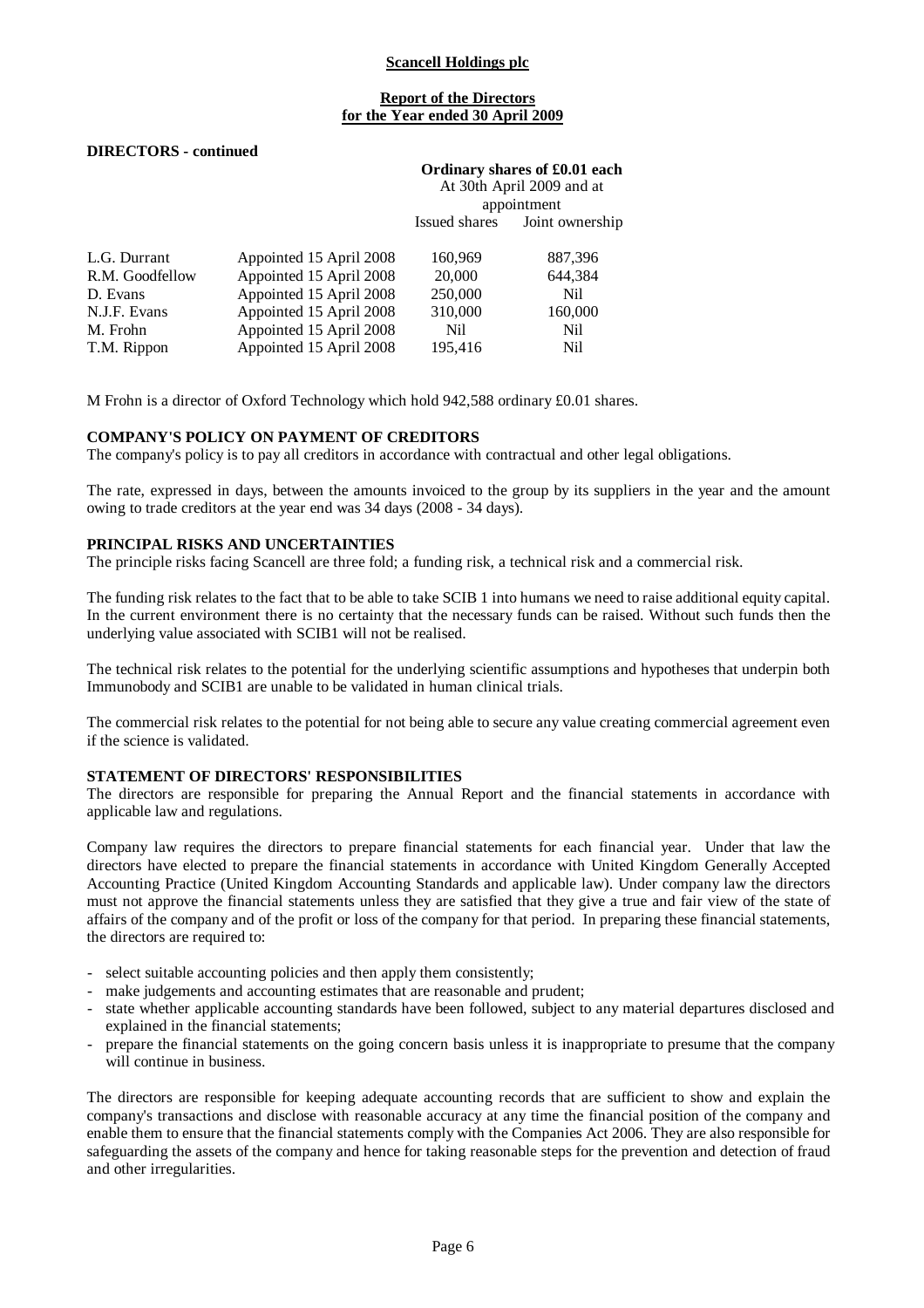**DIRECTORS - continued**

| | | Ordinary shares of £0.01 each | |
|---|---|---|---|
| | | At 30th April 2009 and at appointment | |
| | | Issued shares | Joint ownership |
| L.G. Durrant | Appointed 15 April 2008 | 160,969 | 887,396 |
| R.M. Goodfellow | Appointed 15 April 2008 | 20,000 | 644,384 |
| D. Evans | Appointed 15 April 2008 | 250,000 | Nil |
| N.J.F. Evans | Appointed 15 April 2008 | 310,000 | 160,000 |
| M. Frohn | Appointed 15 April 2008 | Nil | Nil |
| T.M. Rippon | Appointed 15 April 2008 | 195,416 | Nil |

M Frohn is a director of Oxford Technology which hold 942,588 ordinary £0.01 shares.

**COMPANY'S POLICY ON PAYMENT OF CREDITORS**

The company's policy is to pay all creditors in accordance with contractual and other legal obligations.

The rate, expressed in days, between the amounts invoiced to the group by its suppliers in the year and the amount owing to trade creditors at the year end was 34 days (2008 - 34 days).

**PRINCIPAL RISKS AND UNCERTAINTIES**

The principle risks facing Scancell are three fold; a funding risk, a technical risk and a commercial risk.

The funding risk relates to the fact that to be able to take SCIB 1 into humans we need to raise additional equity capital. In the current environment there is no certainty that the necessary funds can be raised. Without such funds then the underlying value associated with SCIB1 will not be realised.

The technical risk relates to the potential for the underlying scientific assumptions and hypotheses that underpin both Immunobody and SCIB1 are unable to be validated in human clinical trials.

The commercial risk relates to the potential for not being able to secure any value creating commercial agreement even if the science is validated.

**STATEMENT OF DIRECTORS' RESPONSIBILITIES**

The directors are responsible for preparing the Annual Report and the financial statements in accordance with applicable law and regulations.

Company law requires the directors to prepare financial statements for each financial year. Under that law the directors have elected to prepare the financial statements in accordance with United Kingdom Generally Accepted Accounting Practice (United Kingdom Accounting Standards and applicable law). Under company law the directors must not approve the financial statements unless they are satisfied that they give a true and fair view of the state of affairs of the company and of the profit or loss of the company for that period. In preparing these financial statements, the directors are required to:

- select suitable accounting policies and then apply them consistently;
- make judgements and accounting estimates that are reasonable and prudent;
- state whether applicable accounting standards have been followed, subject to any material departures disclosed and explained in the financial statements;
- prepare the financial statements on the going concern basis unless it is inappropriate to presume that the company will continue in business.

The directors are responsible for keeping adequate accounting records that are sufficient to show and explain the company's transactions and disclose with reasonable accuracy at any time the financial position of the company and enable them to ensure that the financial statements comply with the Companies Act 2006. They are also responsible for safeguarding the assets of the company and hence for taking reasonable steps for the prevention and detection of fraud and other irregularities.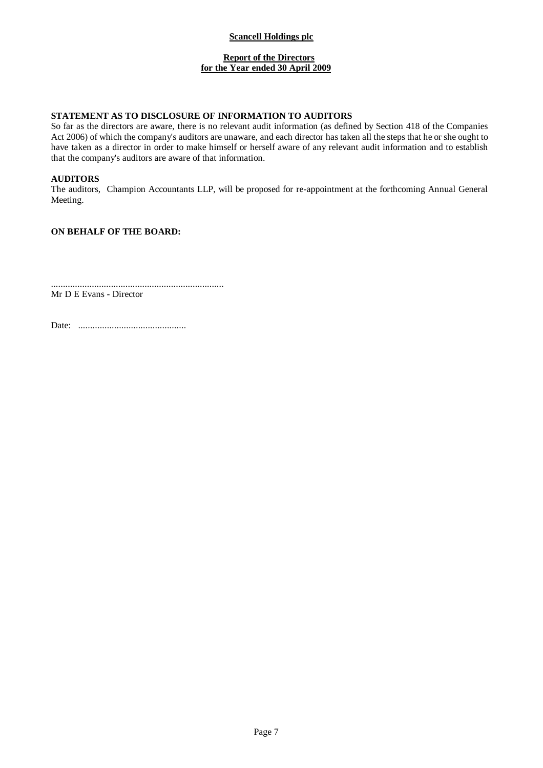**Scancell Holdings plc**

**Report of the Directors**
**for the Year ended 30 April 2009**

**STATEMENT AS TO DISCLOSURE OF INFORMATION TO AUDITORS**

So far as the directors are aware, there is no relevant audit information (as defined by Section 418 of the Companies Act 2006) of which the company's auditors are unaware, and each director has taken all the steps that he or she ought to have taken as a director in order to make himself or herself aware of any relevant audit information and to establish that the company's auditors are aware of that information.

**AUDITORS**

The auditors, Champion Accountants LLP, will be proposed for re-appointment at the forthcoming Annual General Meeting.

**ON BEHALF OF THE BOARD:**

........................................................................
Mr D E Evans - Director

Date: .............................................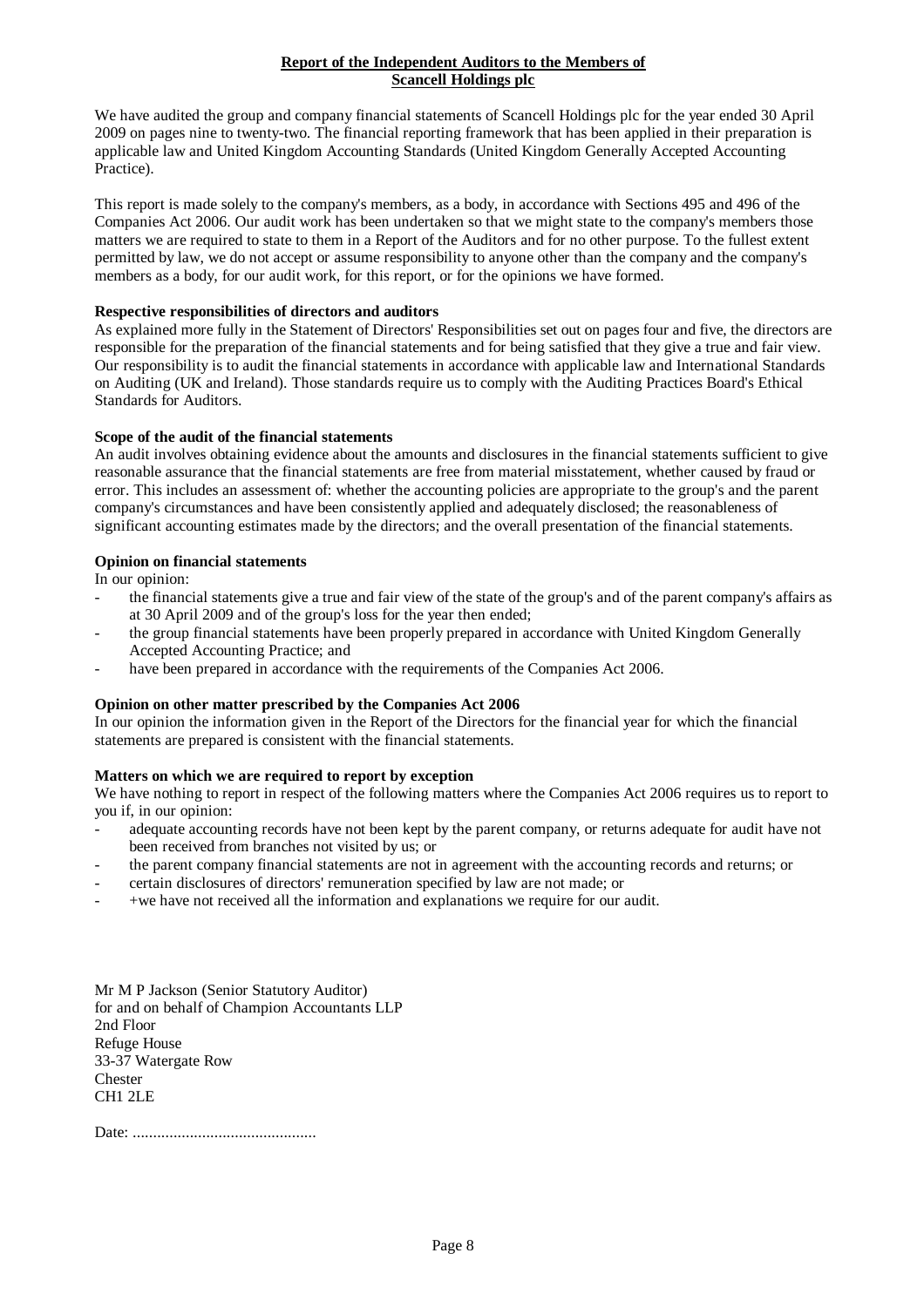**Report of the Independent Auditors to the Members of Scancell Holdings plc**

We have audited the group and company financial statements of Scancell Holdings plc for the year ended 30 April 2009 on pages nine to twenty-two. The financial reporting framework that has been applied in their preparation is applicable law and United Kingdom Accounting Standards (United Kingdom Generally Accepted Accounting Practice).

This report is made solely to the company's members, as a body, in accordance with Sections 495 and 496 of the Companies Act 2006. Our audit work has been undertaken so that we might state to the company's members those matters we are required to state to them in a Report of the Auditors and for no other purpose. To the fullest extent permitted by law, we do not accept or assume responsibility to anyone other than the company and the company's members as a body, for our audit work, for this report, or for the opinions we have formed.

**Respective responsibilities of directors and auditors**

As explained more fully in the Statement of Directors' Responsibilities set out on pages four and five, the directors are responsible for the preparation of the financial statements and for being satisfied that they give a true and fair view. Our responsibility is to audit the financial statements in accordance with applicable law and International Standards on Auditing (UK and Ireland). Those standards require us to comply with the Auditing Practices Board's Ethical Standards for Auditors.

**Scope of the audit of the financial statements**

An audit involves obtaining evidence about the amounts and disclosures in the financial statements sufficient to give reasonable assurance that the financial statements are free from material misstatement, whether caused by fraud or error. This includes an assessment of: whether the accounting policies are appropriate to the group's and the parent company's circumstances and have been consistently applied and adequately disclosed; the reasonableness of significant accounting estimates made by the directors; and the overall presentation of the financial statements.

**Opinion on financial statements**

In our opinion:

- the financial statements give a true and fair view of the state of the group's and of the parent company's affairs as at 30 April 2009 and of the group's loss for the year then ended;
- the group financial statements have been properly prepared in accordance with United Kingdom Generally Accepted Accounting Practice; and
- have been prepared in accordance with the requirements of the Companies Act 2006.

**Opinion on other matter prescribed by the Companies Act 2006**

In our opinion the information given in the Report of the Directors for the financial year for which the financial statements are prepared is consistent with the financial statements.

**Matters on which we are required to report by exception**

We have nothing to report in respect of the following matters where the Companies Act 2006 requires us to report to you if, in our opinion:

- adequate accounting records have not been kept by the parent company, or returns adequate for audit have not been received from branches not visited by us; or
- the parent company financial statements are not in agreement with the accounting records and returns; or
- certain disclosures of directors' remuneration specified by law are not made; or
- +we have not received all the information and explanations we require for our audit.

Mr M P Jackson (Senior Statutory Auditor)
for and on behalf of Champion Accountants LLP
2nd Floor
Refuge House
33-37 Watergate Row
Chester
CH1 2LE

Date: .............................................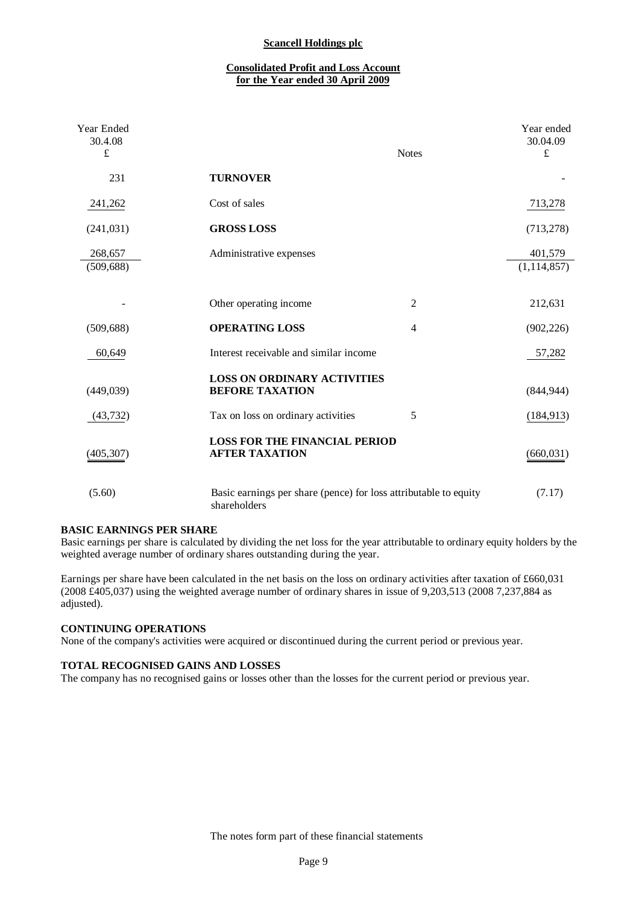**Scancell Holdings plc**

**Consolidated Profit and Loss Account for the Year ended 30 April 2009**

| Year Ended 30.4.08 £ | | Notes | Year ended 30.04.09 £ |
|---|---|---|---|
| 231 | **TURNOVER** | | - |
| 241,262 | Cost of sales | | 713,278 |
| (241,031) | **GROSS LOSS** | | (713,278) |
| 268,657 | Administrative expenses | | 401,579 |
| (509,688) | | | (1,114,857) |
| - | Other operating income | 2 | 212,631 |
| (509,688) | **OPERATING LOSS** | 4 | (902,226) |
| 60,649 | Interest receivable and similar income | | 57,282 |
| (449,039) | **LOSS ON ORDINARY ACTIVITIES BEFORE TAXATION** | | (844,944) |
| (43,732) | Tax on loss on ordinary activities | 5 | (184,913) |
| (405,307) | **LOSS FOR THE FINANCIAL PERIOD AFTER TAXATION** | | (660,031) |
| (5.60) | Basic earnings per share (pence) for loss attributable to equity shareholders | | (7.17) |

**BASIC EARNINGS PER SHARE**

Basic earnings per share is calculated by dividing the net loss for the year attributable to ordinary equity holders by the weighted average number of ordinary shares outstanding during the year.

Earnings per share have been calculated in the net basis on the loss on ordinary activities after taxation of £660,031 (2008 £405,037) using the weighted average number of ordinary shares in issue of 9,203,513 (2008 7,237,884 as adjusted).

**CONTINUING OPERATIONS**

None of the company's activities were acquired or discontinued during the current period or previous year.

**TOTAL RECOGNISED GAINS AND LOSSES**

The company has no recognised gains or losses other than the losses for the current period or previous year.

The notes form part of these financial statements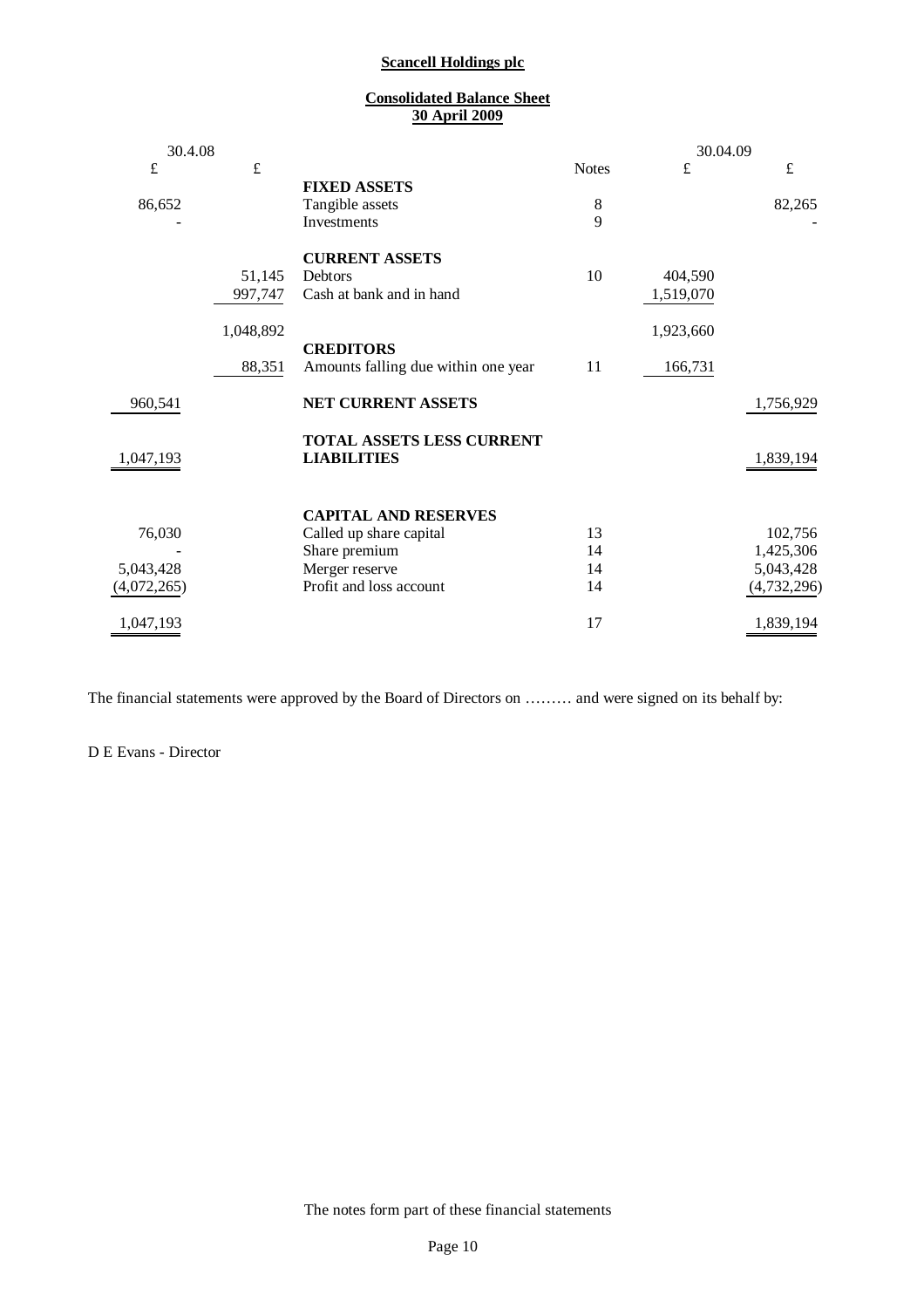**Scancell Holdings plc**

**Consolidated Balance Sheet**
**30 April 2009**

| 30.4.08 £ | 30.4.08 £ | | Notes | 30.04.09 £ | 30.04.09 £ |
|---|---|---|---|---|---|
| | | **FIXED ASSETS** | | | |
| 86,652 | | Tangible assets | 8 | | 82,265 |
| - | | Investments | 9 | | - |
| | | **CURRENT ASSETS** | | | |
| | 51,145 | Debtors | 10 | 404,590 | |
| | 997,747 | Cash at bank and in hand | | 1,519,070 | |
| | 1,048,892 | | | 1,923,660 | |
| | | **CREDITORS** | | | |
| | 88,351 | Amounts falling due within one year | 11 | 166,731 | |
| 960,541 | | **NET CURRENT ASSETS** | | | 1,756,929 |
| 1,047,193 | | **TOTAL ASSETS LESS CURRENT LIABILITIES** | | | 1,839,194 |
| | | **CAPITAL AND RESERVES** | | | |
| 76,030 | | Called up share capital | 13 | | 102,756 |
| - | | Share premium | 14 | | 1,425,306 |
| 5,043,428 | | Merger reserve | 14 | | 5,043,428 |
| (4,072,265) | | Profit and loss account | 14 | | (4,732,296) |
| 1,047,193 | | | 17 | | 1,839,194 |

The financial statements were approved by the Board of Directors on ……… and were signed on its behalf by:

D E Evans - Director

The notes form part of these financial statements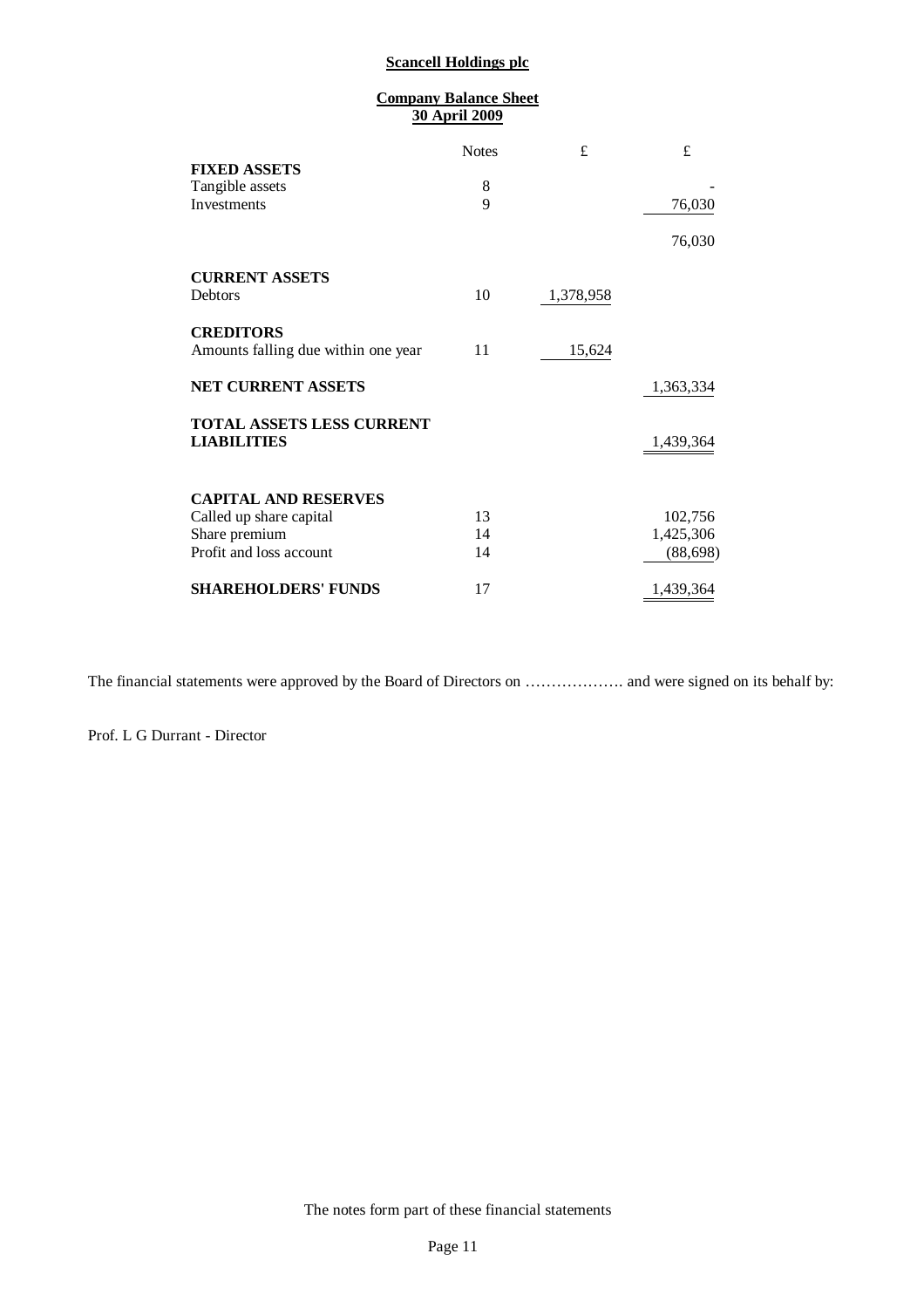**Scancell Holdings plc**

**Company Balance Sheet**
**30 April 2009**

| | Notes | £ | £ |
|---|---|---|---|
| **FIXED ASSETS** | | | |
| Tangible assets | 8 | | - |
| Investments | 9 | | 76,030 |
| | | | 76,030 |
| **CURRENT ASSETS** | | | |
| Debtors | 10 | 1,378,958 | |
| **CREDITORS** | | | |
| Amounts falling due within one year | 11 | 15,624 | |
| **NET CURRENT ASSETS** | | | 1,363,334 |
| **TOTAL ASSETS LESS CURRENT LIABILITIES** | | | 1,439,364 |
| **CAPITAL AND RESERVES** | | | |
| Called up share capital | 13 | | 102,756 |
| Share premium | 14 | | 1,425,306 |
| Profit and loss account | 14 | | (88,698) |
| **SHAREHOLDERS' FUNDS** | 17 | | 1,439,364 |

The financial statements were approved by the Board of Directors on ………………. and were signed on its behalf by:

Prof. L G Durrant - Director

The notes form part of these financial statements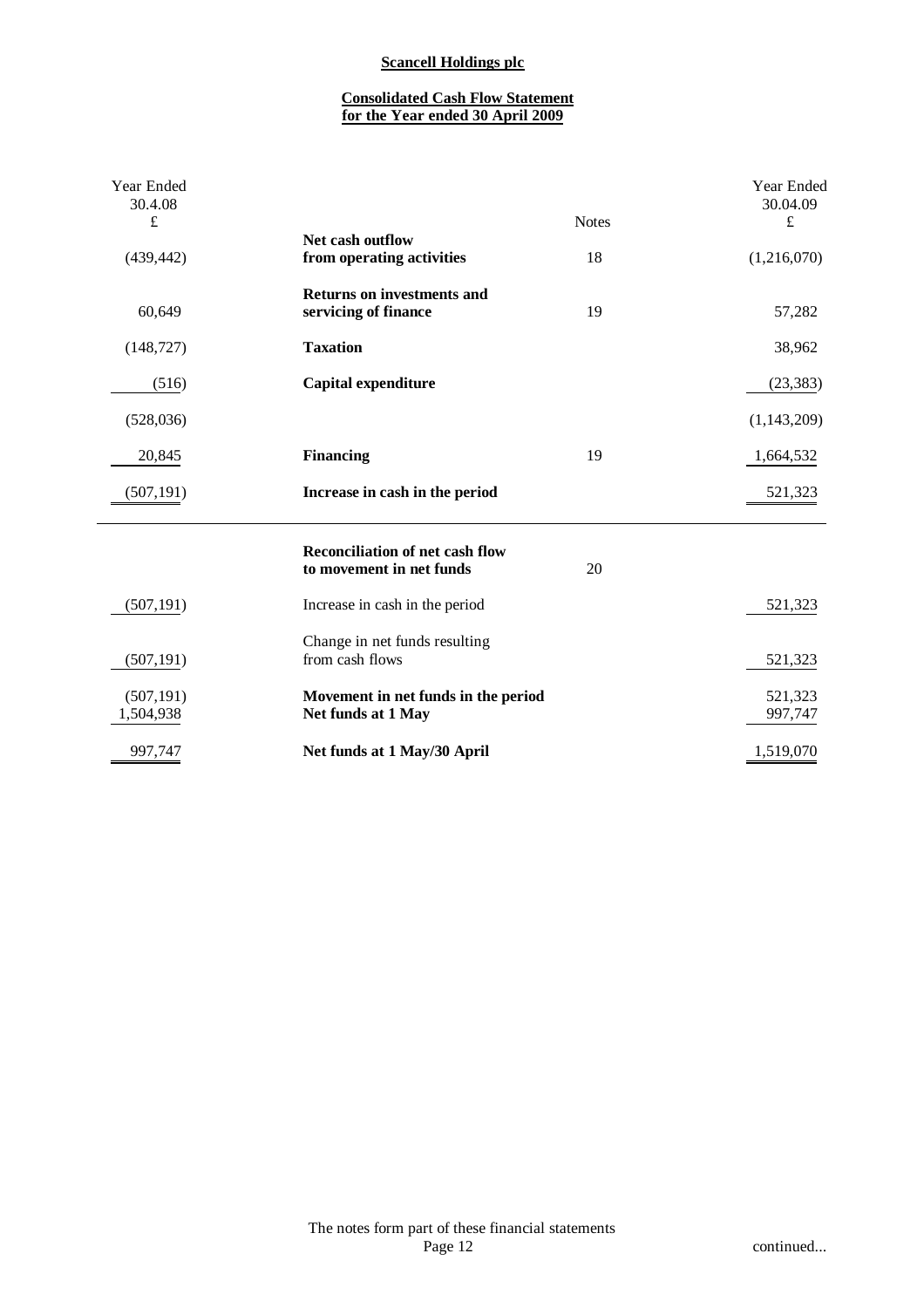# Scancell Holdings plc

## Consolidated Cash Flow Statement for the Year ended 30 April 2009

| Year Ended 30.4.08 £ | | Notes | Year Ended 30.04.09 £ |
|---|---|---|---|
| (439,442) | **Net cash outflow from operating activities** | 18 | (1,216,070) |
| 60,649 | **Returns on investments and servicing of finance** | 19 | 57,282 |
| (148,727) | **Taxation** | | 38,962 |
| (516) | **Capital expenditure** | | (23,383) |
| (528,036) | | | (1,143,209) |
| 20,845 | **Financing** | 19 | 1,664,532 |
| (507,191) | **Increase in cash in the period** | | 521,323 |

| Year Ended 30.4.08 £ | | Notes | Year Ended 30.04.09 £ |
|---|---|---|---|
| | **Reconciliation of net cash flow to movement in net funds** | 20 | |
| (507,191) | Increase in cash in the period | | 521,323 |
| (507,191) | Change in net funds resulting from cash flows | | 521,323 |
| (507,191) | **Movement in net funds in the period** | | 521,323 |
| 1,504,938 | **Net funds at 1 May** | | 997,747 |
| 997,747 | **Net funds at 1 May/30 April** | | 1,519,070 |

The notes form part of these financial statements

continued...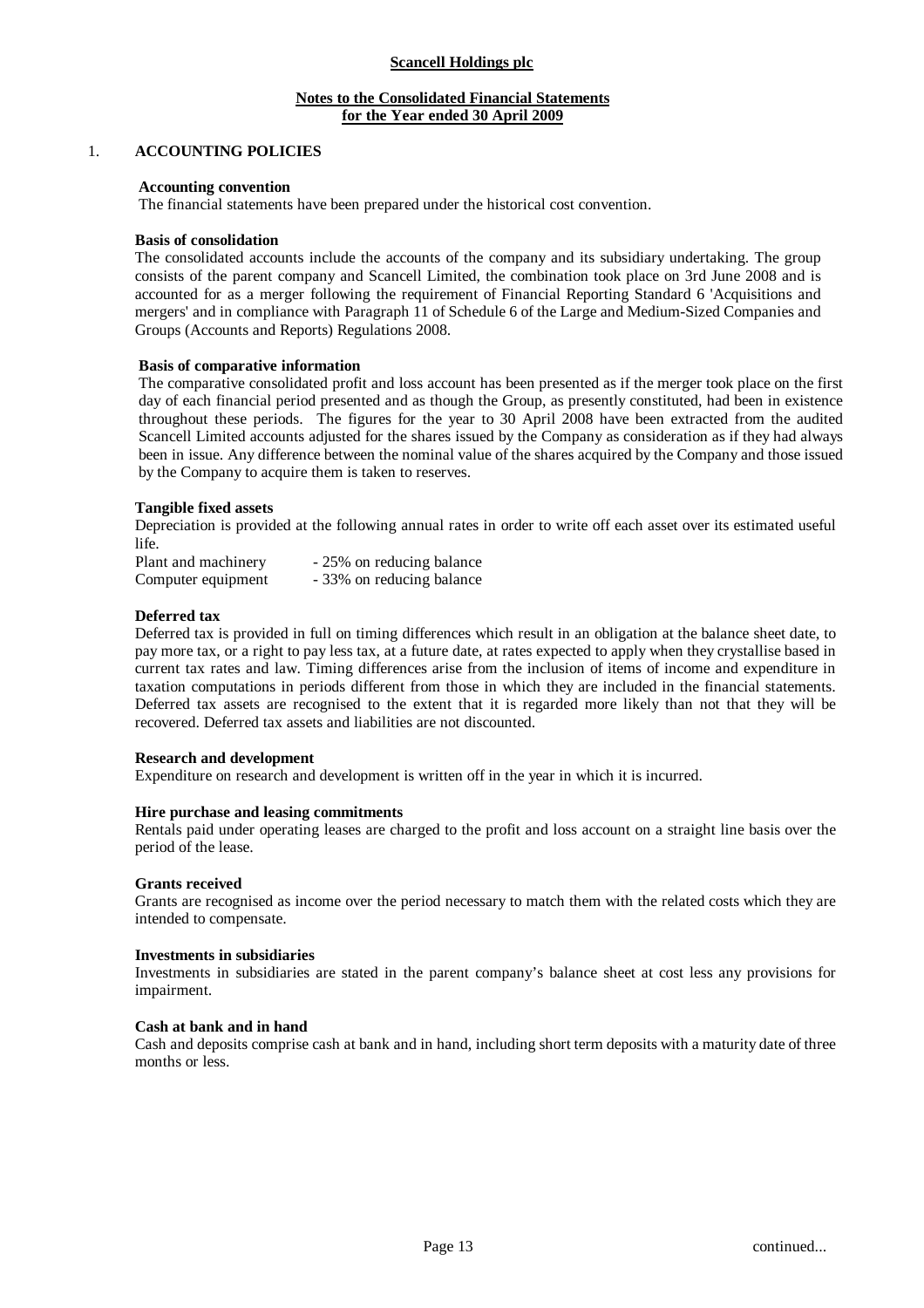**Scancell Holdings plc**

**Notes to the Consolidated Financial Statements**
**for the Year ended 30 April 2009**

## 1. ACCOUNTING POLICIES

**Accounting convention**

The financial statements have been prepared under the historical cost convention.

**Basis of consolidation**

The consolidated accounts include the accounts of the company and its subsidiary undertaking. The group consists of the parent company and Scancell Limited, the combination took place on 3rd June 2008 and is accounted for as a merger following the requirement of Financial Reporting Standard 6 'Acquisitions and mergers' and in compliance with Paragraph 11 of Schedule 6 of the Large and Medium-Sized Companies and Groups (Accounts and Reports) Regulations 2008.

**Basis of comparative information**

The comparative consolidated profit and loss account has been presented as if the merger took place on the first day of each financial period presented and as though the Group, as presently constituted, had been in existence throughout these periods. The figures for the year to 30 April 2008 have been extracted from the audited Scancell Limited accounts adjusted for the shares issued by the Company as consideration as if they had always been in issue. Any difference between the nominal value of the shares acquired by the Company and those issued by the Company to acquire them is taken to reserves.

**Tangible fixed assets**

Depreciation is provided at the following annual rates in order to write off each asset over its estimated useful life.

| | |
|---|---|
| Plant and machinery | - 25% on reducing balance |
| Computer equipment | - 33% on reducing balance |

**Deferred tax**

Deferred tax is provided in full on timing differences which result in an obligation at the balance sheet date, to pay more tax, or a right to pay less tax, at a future date, at rates expected to apply when they crystallise based in current tax rates and law. Timing differences arise from the inclusion of items of income and expenditure in taxation computations in periods different from those in which they are included in the financial statements. Deferred tax assets are recognised to the extent that it is regarded more likely than not that they will be recovered. Deferred tax assets and liabilities are not discounted.

**Research and development**

Expenditure on research and development is written off in the year in which it is incurred.

**Hire purchase and leasing commitments**

Rentals paid under operating leases are charged to the profit and loss account on a straight line basis over the period of the lease.

**Grants received**

Grants are recognised as income over the period necessary to match them with the related costs which they are intended to compensate.

**Investments in subsidiaries**

Investments in subsidiaries are stated in the parent company's balance sheet at cost less any provisions for impairment.

**Cash at bank and in hand**

Cash and deposits comprise cash at bank and in hand, including short term deposits with a maturity date of three months or less.

continued...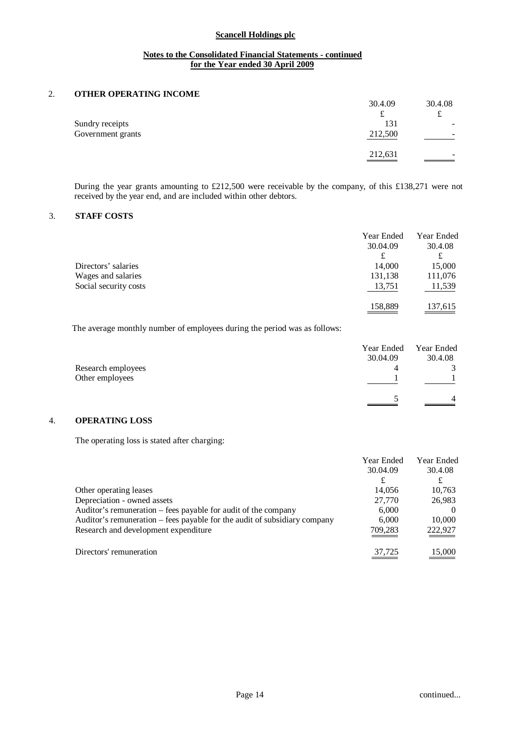**Scancell Holdings plc**

**Notes to the Consolidated Financial Statements - continued**
**for the Year ended 30 April 2009**

## 2. OTHER OPERATING INCOME

| | 30.4.09 | 30.4.08 |
|---|---|---|
| | £ | £ |
| Sundry receipts | 131 | - |
| Government grants | 212,500 | - |
| | 212,631 | - |

During the year grants amounting to £212,500 were receivable by the company, of this £138,271 were not received by the year end, and are included within other debtors.

## 3. STAFF COSTS

| | Year Ended 30.04.09 | Year Ended 30.4.08 |
|---|---|---|
| | £ | £ |
| Directors' salaries | 14,000 | 15,000 |
| Wages and salaries | 131,138 | 111,076 |
| Social security costs | 13,751 | 11,539 |
| | 158,889 | 137,615 |

The average monthly number of employees during the period was as follows:

| | Year Ended 30.04.09 | Year Ended 30.4.08 |
|---|---|---|
| Research employees | 4 | 3 |
| Other employees | 1 | 1 |
| | 5 | 4 |

## 4. OPERATING LOSS

The operating loss is stated after charging:

| | Year Ended 30.04.09 | Year Ended 30.4.08 |
|---|---|---|
| | £ | £ |
| Other operating leases | 14,056 | 10,763 |
| Depreciation - owned assets | 27,770 | 26,983 |
| Auditor's remuneration – fees payable for audit of the company | 6,000 | 0 |
| Auditor's remuneration – fees payable for the audit of subsidiary company | 6,000 | 10,000 |
| Research and development expenditure | 709,283 | 222,927 |
| Directors' remuneration | 37,725 | 15,000 |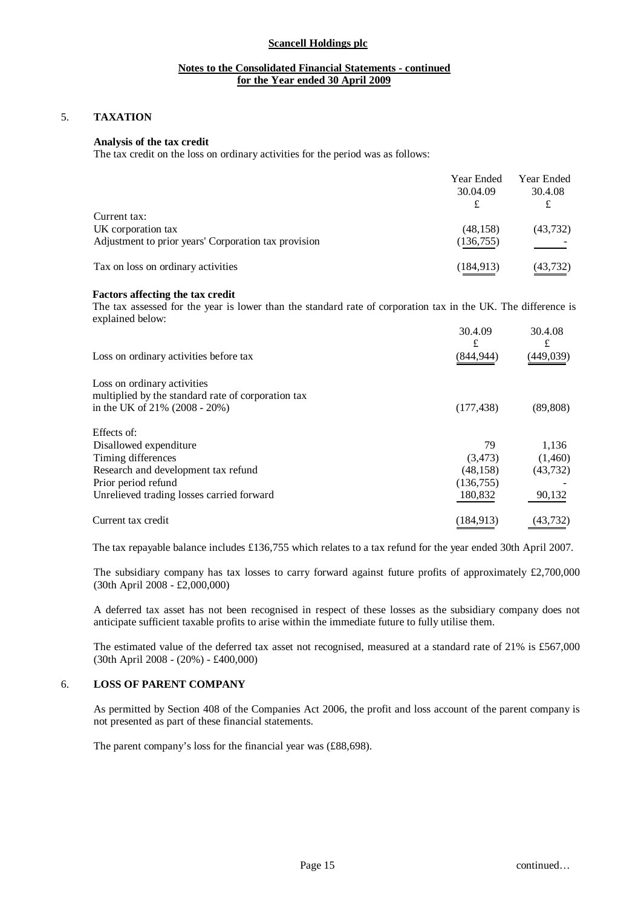**Scancell Holdings plc**

**Notes to the Consolidated Financial Statements - continued**
**for the Year ended 30 April 2009**

## 5. TAXATION

**Analysis of the tax credit**

The tax credit on the loss on ordinary activities for the period was as follows:

| | Year Ended 30.04.09 £ | Year Ended 30.4.08 £ |
|---|---|---|
| Current tax: | | |
| UK corporation tax | (48,158) | (43,732) |
| Adjustment to prior years' Corporation tax provision | (136,755) | - |
| Tax on loss on ordinary activities | (184,913) | (43,732) |

**Factors affecting the tax credit**

The tax assessed for the year is lower than the standard rate of corporation tax in the UK. The difference is explained below:

| | 30.4.09 £ | 30.4.08 £ |
|---|---|---|
| Loss on ordinary activities before tax | (844,944) | (449,039) |
| Loss on ordinary activities multiplied by the standard rate of corporation tax in the UK of 21% (2008 - 20%) | (177,438) | (89,808) |
| Effects of: | | |
| Disallowed expenditure | 79 | 1,136 |
| Timing differences | (3,473) | (1,460) |
| Research and development tax refund | (48,158) | (43,732) |
| Prior period refund | (136,755) | - |
| Unrelieved trading losses carried forward | 180,832 | 90,132 |
| Current tax credit | (184,913) | (43,732) |

The tax repayable balance includes £136,755 which relates to a tax refund for the year ended 30th April 2007.

The subsidiary company has tax losses to carry forward against future profits of approximately £2,700,000 (30th April 2008 - £2,000,000)

A deferred tax asset has not been recognised in respect of these losses as the subsidiary company does not anticipate sufficient taxable profits to arise within the immediate future to fully utilise them.

The estimated value of the deferred tax asset not recognised, measured at a standard rate of 21% is £567,000 (30th April 2008 - (20%) - £400,000)

## 6. LOSS OF PARENT COMPANY

As permitted by Section 408 of the Companies Act 2006, the profit and loss account of the parent company is not presented as part of these financial statements.

The parent company's loss for the financial year was (£88,698).

continued…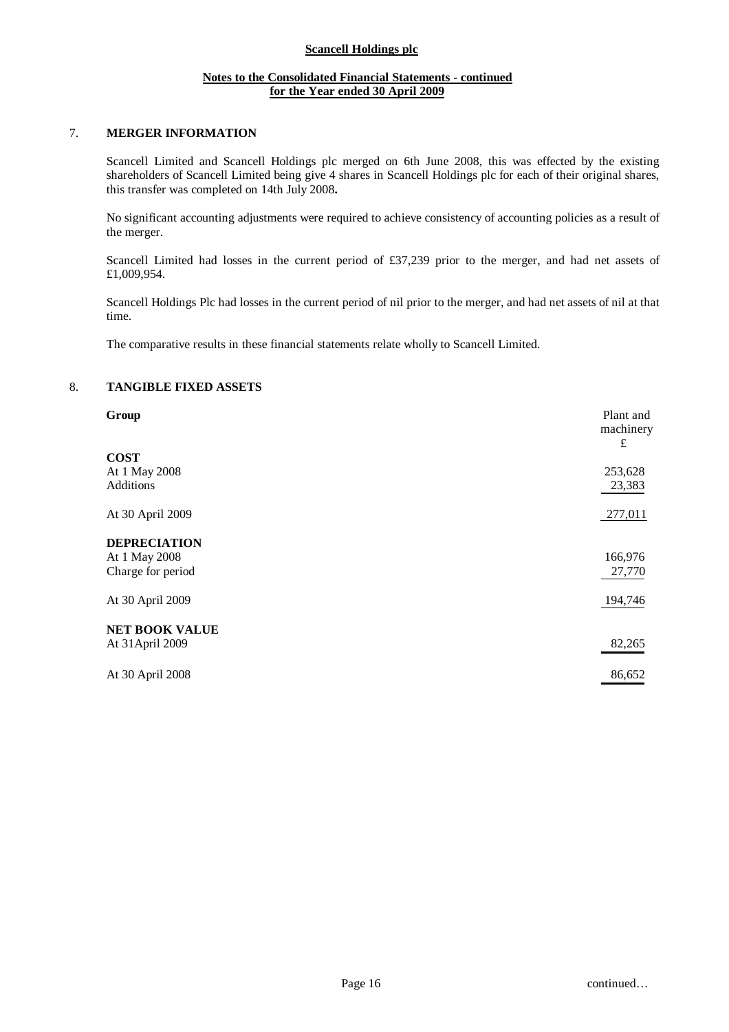**Scancell Holdings plc**

**Notes to the Consolidated Financial Statements - continued**
**for the Year ended 30 April 2009**

## 7. MERGER INFORMATION

Scancell Limited and Scancell Holdings plc merged on 6th June 2008, this was effected by the existing shareholders of Scancell Limited being give 4 shares in Scancell Holdings plc for each of their original shares, this transfer was completed on 14th July 2008**.**

No significant accounting adjustments were required to achieve consistency of accounting policies as a result of the merger.

Scancell Limited had losses in the current period of £37,239 prior to the merger, and had net assets of £1,009,954.

Scancell Holdings Plc had losses in the current period of nil prior to the merger, and had net assets of nil at that time.

The comparative results in these financial statements relate wholly to Scancell Limited.

## 8. TANGIBLE FIXED ASSETS

| **Group** | Plant and machinery £ |
|---|---|
| **COST** | |
| At 1 May 2008 | 253,628 |
| Additions | 23,383 |
| At 30 April 2009 | 277,011 |
| **DEPRECIATION** | |
| At 1 May 2008 | 166,976 |
| Charge for period | 27,770 |
| At 30 April 2009 | 194,746 |
| **NET BOOK VALUE** | |
| At 31April 2009 | 82,265 |
| At 30 April 2008 | 86,652 |

continued…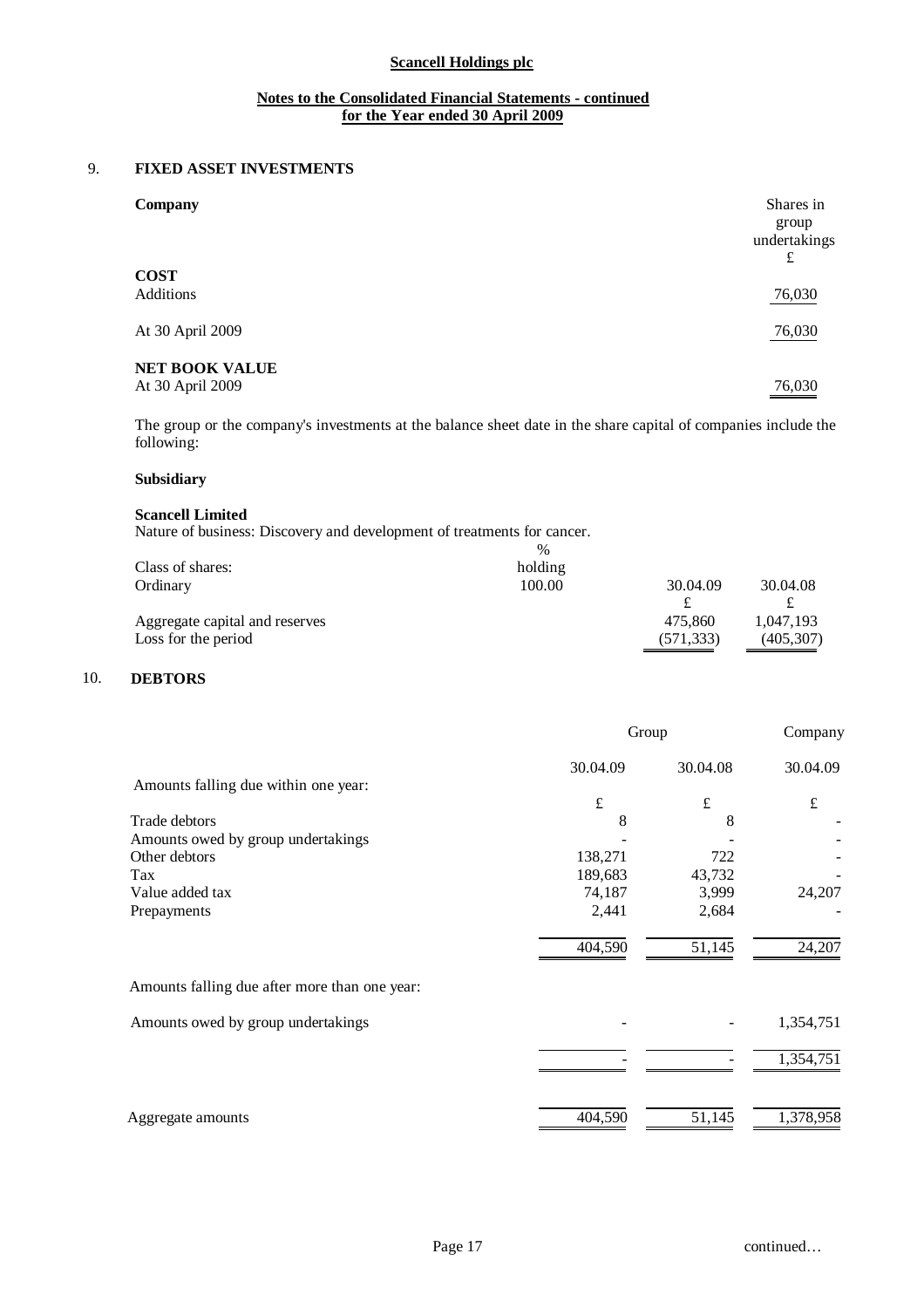**Scancell Holdings plc**

**Notes to the Consolidated Financial Statements - continued**
**for the Year ended 30 April 2009**

## 9. FIXED ASSET INVESTMENTS

| **Company** | Shares in group undertakings £ |
|---|---|
| **COST** | |
| Additions | 76,030 |
| At 30 April 2009 | 76,030 |
| **NET BOOK VALUE** | |
| At 30 April 2009 | 76,030 |

The group or the company's investments at the balance sheet date in the share capital of companies include the following:

**Subsidiary**

**Scancell Limited**
Nature of business: Discovery and development of treatments for cancer.

| Class of shares: | % holding | | |
|---|---|---|---|
| Ordinary | 100.00 | | |
| | | 30.04.09 | 30.04.08 |
| | | £ | £ |
| Aggregate capital and reserves | | 475,860 | 1,047,193 |
| Loss for the period | | (571,333) | (405,307) |

## 10. DEBTORS

| | Group | | Company |
|---|---|---|---|
| | 30.04.09 | 30.04.08 | 30.04.09 |
| Amounts falling due within one year: | £ | £ | £ |
| Trade debtors | 8 | 8 | - |
| Amounts owed by group undertakings | - | - | - |
| Other debtors | 138,271 | 722 | - |
| Tax | 189,683 | 43,732 | - |
| Value added tax | 74,187 | 3,999 | 24,207 |
| Prepayments | 2,441 | 2,684 | - |
| | 404,590 | 51,145 | 24,207 |
| Amounts falling due after more than one year: | | | |
| Amounts owed by group undertakings | - | - | 1,354,751 |
| | - | - | 1,354,751 |
| Aggregate amounts | 404,590 | 51,145 | 1,378,958 |

continued…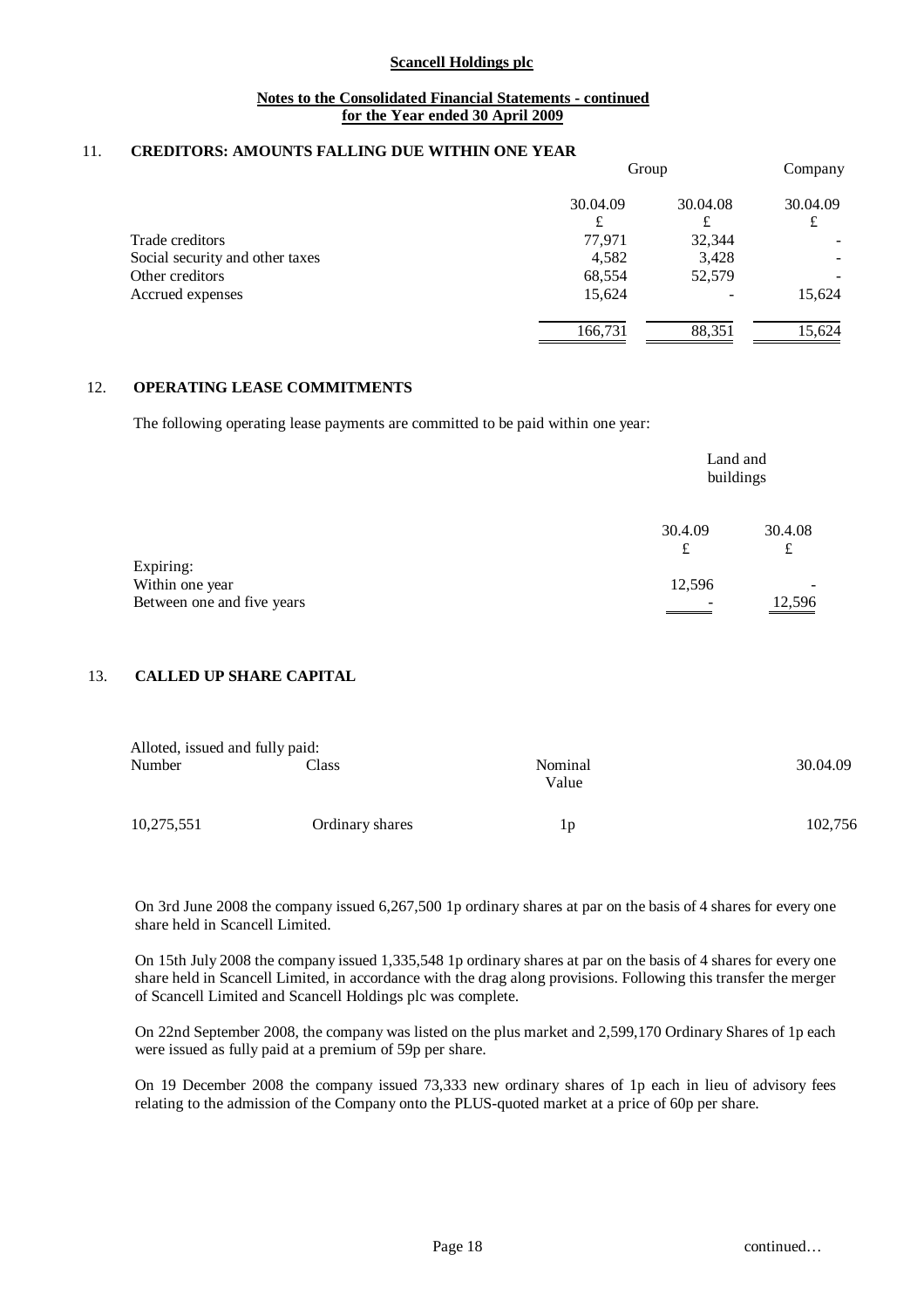**Scancell Holdings plc**

**Notes to the Consolidated Financial Statements - continued**
**for the Year ended 30 April 2009**

## 11. CREDITORS: AMOUNTS FALLING DUE WITHIN ONE YEAR

| | Group | | Company |
|---|---|---|---|
| | 30.04.09 | 30.04.08 | 30.04.09 |
| | £ | £ | £ |
| Trade creditors | 77,971 | 32,344 | - |
| Social security and other taxes | 4,582 | 3,428 | - |
| Other creditors | 68,554 | 52,579 | - |
| Accrued expenses | 15,624 | - | 15,624 |
| | 166,731 | 88,351 | 15,624 |

## 12. OPERATING LEASE COMMITMENTS

The following operating lease payments are committed to be paid within one year:

| | Land and buildings | |
|---|---|---|
| | 30.4.09 | 30.4.08 |
| | £ | £ |
| Expiring: | | |
| Within one year | 12,596 | - |
| Between one and five years | - | 12,596 |

## 13. CALLED UP SHARE CAPITAL

Alloted, issued and fully paid:

| Number | Class | Nominal Value | 30.04.09 |
|---|---|---|---|
| 10,275,551 | Ordinary shares | 1p | 102,756 |

On 3rd June 2008 the company issued 6,267,500 1p ordinary shares at par on the basis of 4 shares for every one share held in Scancell Limited.

On 15th July 2008 the company issued 1,335,548 1p ordinary shares at par on the basis of 4 shares for every one share held in Scancell Limited, in accordance with the drag along provisions. Following this transfer the merger of Scancell Limited and Scancell Holdings plc was complete.

On 22nd September 2008, the company was listed on the plus market and 2,599,170 Ordinary Shares of 1p each were issued as fully paid at a premium of 59p per share.

On 19 December 2008 the company issued 73,333 new ordinary shares of 1p each in lieu of advisory fees relating to the admission of the Company onto the PLUS-quoted market at a price of 60p per share.

continued…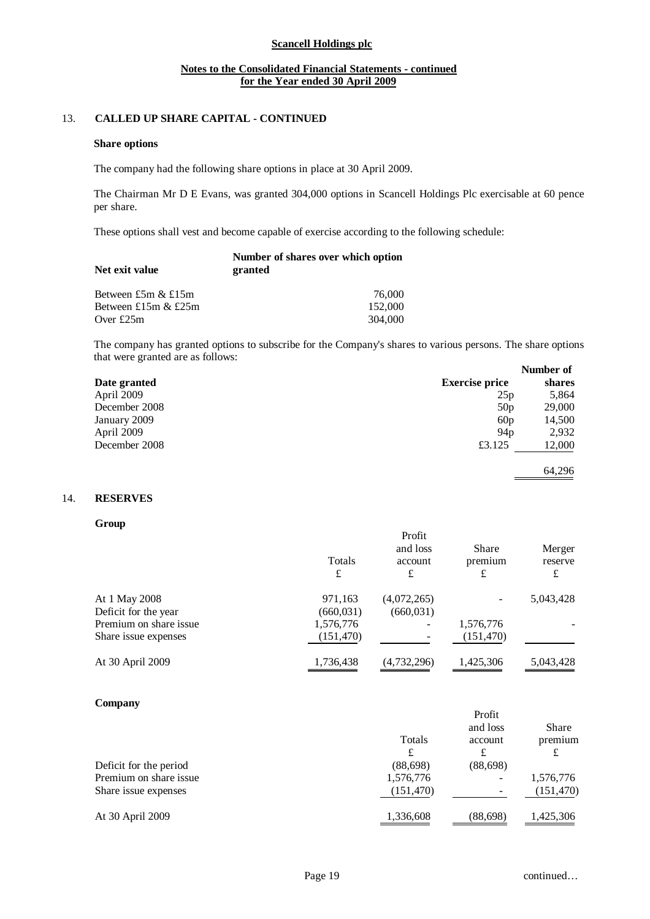## 13. CALLED UP SHARE CAPITAL - CONTINUED

**Share options**

The company had the following share options in place at 30 April 2009.

The Chairman Mr D E Evans, was granted 304,000 options in Scancell Holdings Plc exercisable at 60 pence per share.

These options shall vest and become capable of exercise according to the following schedule:

| Net exit value | Number of shares over which option granted |
|---|---|
| Between £5m & £15m | 76,000 |
| Between £15m & £25m | 152,000 |
| Over £25m | 304,000 |

The company has granted options to subscribe for the Company's shares to various persons. The share options that were granted are as follows:

| Date granted | Exercise price | Number of shares |
|---|---|---|
| April 2009 | 25p | 5,864 |
| December 2008 | 50p | 29,000 |
| January 2009 | 60p | 14,500 |
| April 2009 | 94p | 2,932 |
| December 2008 | £3.125 | 12,000 |
| | | 64,296 |

## 14. RESERVES

**Group**

| | Totals £ | Profit and loss account £ | Share premium £ | Merger reserve £ |
|---|---|---|---|---|
| At 1 May 2008 | 971,163 | (4,072,265) | - | 5,043,428 |
| Deficit for the year | (660,031) | (660,031) | | |
| Premium on share issue | 1,576,776 | - | 1,576,776 | - |
| Share issue expenses | (151,470) | - | (151,470) | |
| At 30 April 2009 | 1,736,438 | (4,732,296) | 1,425,306 | 5,043,428 |

**Company**

| | Totals £ | Profit and loss account £ | Share premium £ |
|---|---|---|---|
| Deficit for the period | (88,698) | (88,698) | |
| Premium on share issue | 1,576,776 | - | 1,576,776 |
| Share issue expenses | (151,470) | - | (151,470) |
| At 30 April 2009 | 1,336,608 | (88,698) | 1,425,306 |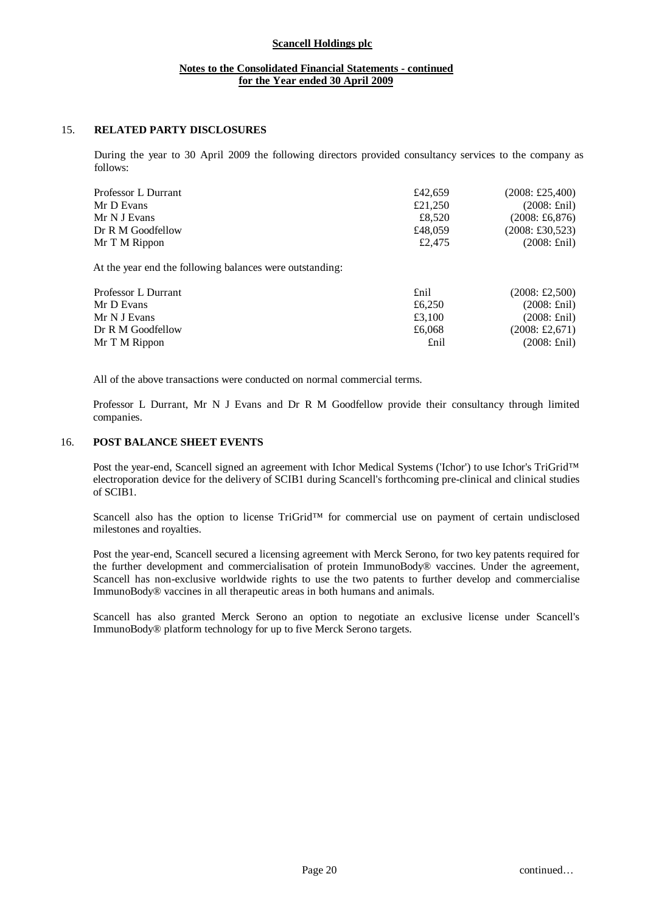**Scancell Holdings plc**

**Notes to the Consolidated Financial Statements - continued for the Year ended 30 April 2009**

## 15. RELATED PARTY DISCLOSURES

During the year to 30 April 2009 the following directors provided consultancy services to the company as follows:

| | | |
|---|---|---|
| Professor L Durrant | £42,659 | (2008: £25,400) |
| Mr D Evans | £21,250 | (2008: £nil) |
| Mr N J Evans | £8,520 | (2008: £6,876) |
| Dr R M Goodfellow | £48,059 | (2008: £30,523) |
| Mr T M Rippon | £2,475 | (2008: £nil) |

At the year end the following balances were outstanding:

| | | |
|---|---|---|
| Professor L Durrant | £nil | (2008: £2,500) |
| Mr D Evans | £6,250 | (2008: £nil) |
| Mr N J Evans | £3,100 | (2008: £nil) |
| Dr R M Goodfellow | £6,068 | (2008: £2,671) |
| Mr T M Rippon | £nil | (2008: £nil) |

All of the above transactions were conducted on normal commercial terms.

Professor L Durrant, Mr N J Evans and Dr R M Goodfellow provide their consultancy through limited companies.

## 16. POST BALANCE SHEET EVENTS

Post the year-end, Scancell signed an agreement with Ichor Medical Systems ('Ichor') to use Ichor's TriGrid™ electroporation device for the delivery of SCIB1 during Scancell's forthcoming pre-clinical and clinical studies of SCIB1.

Scancell also has the option to license TriGrid™ for commercial use on payment of certain undisclosed milestones and royalties.

Post the year-end, Scancell secured a licensing agreement with Merck Serono, for two key patents required for the further development and commercialisation of protein ImmunoBody® vaccines. Under the agreement, Scancell has non-exclusive worldwide rights to use the two patents to further develop and commercialise ImmunoBody® vaccines in all therapeutic areas in both humans and animals.

Scancell has also granted Merck Serono an option to negotiate an exclusive license under Scancell's ImmunoBody® platform technology for up to five Merck Serono targets.

continued…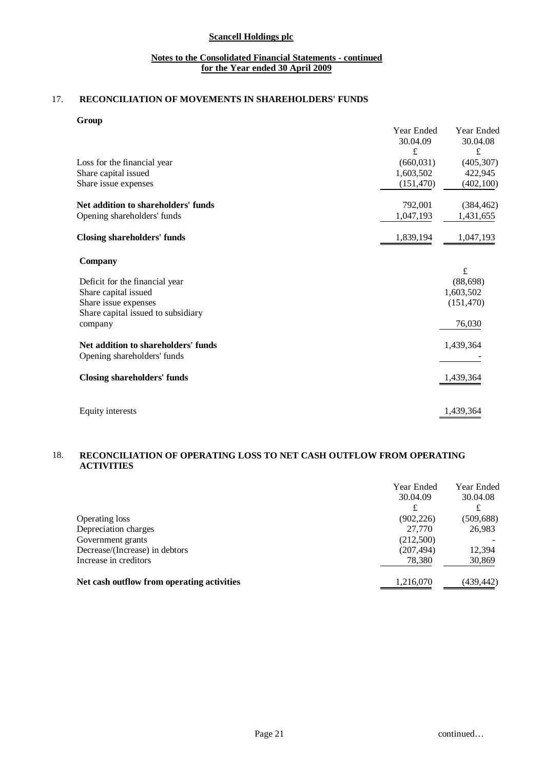**Scancell Holdings plc**

**Notes to the Consolidated Financial Statements - continued for the Year ended 30 April 2009**

## 17. RECONCILIATION OF MOVEMENTS IN SHAREHOLDERS' FUNDS

**Group**

| | Year Ended 30.04.09 £ | Year Ended 30.04.08 £ |
|---|---|---|
| Loss for the financial year | (660,031) | (405,307) |
| Share capital issued | 1,603,502 | 422,945 |
| Share issue expenses | (151,470) | (402,100) |
| **Net addition to shareholders' funds** | 792,001 | (384,462) |
| Opening shareholders' funds | 1,047,193 | 1,431,655 |
| **Closing shareholders' funds** | 1,839,194 | 1,047,193 |

**Company**

| | £ |
|---|---|
| Deficit for the financial year | (88,698) |
| Share capital issued | 1,603,502 |
| Share issue expenses | (151,470) |
| Share capital issued to subsidiary company | 76,030 |
| **Net addition to shareholders' funds** | 1,439,364 |
| Opening shareholders' funds | - |
| **Closing shareholders' funds** | 1,439,364 |
| Equity interests | 1,439,364 |

## 18. RECONCILIATION OF OPERATING LOSS TO NET CASH OUTFLOW FROM OPERATING ACTIVITIES

| | Year Ended 30.04.09 £ | Year Ended 30.04.08 £ |
|---|---|---|
| Operating loss | (902,226) | (509,688) |
| Depreciation charges | 27,770 | 26,983 |
| Government grants | (212,500) | - |
| Decrease/(Increase) in debtors | (207,494) | 12,394 |
| Increase in creditors | 78,380 | 30,869 |
| **Net cash outflow from operating activities** | 1,216,070 | (439,442) |

continued…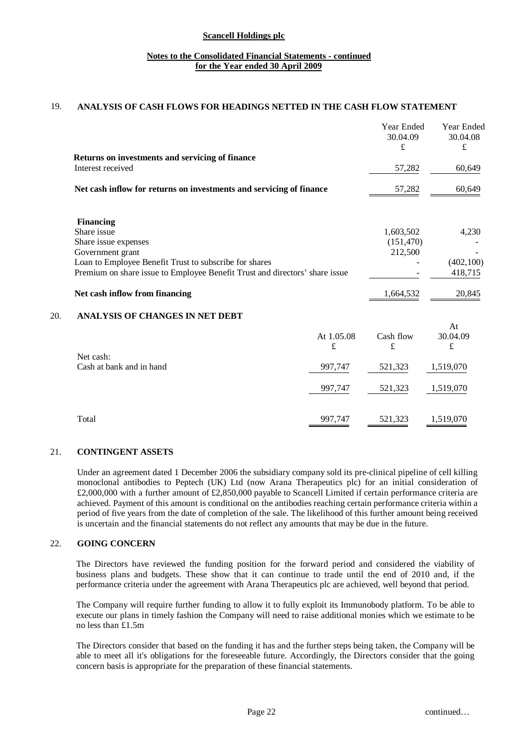## Scancell Holdings plc

### Notes to the Consolidated Financial Statements - continued for the Year ended 30 April 2009

## 19. ANALYSIS OF CASH FLOWS FOR HEADINGS NETTED IN THE CASH FLOW STATEMENT

| | Year Ended 30.04.09 £ | Year Ended 30.04.08 £ |
|---|---|---|
| **Returns on investments and servicing of finance** | | |
| Interest received | 57,282 | 60,649 |
| **Net cash inflow for returns on investments and servicing of finance** | 57,282 | 60,649 |
| **Financing** | | |
| Share issue | 1,603,502 | 4,230 |
| Share issue expenses | (151,470) | - |
| Government grant | 212,500 | - |
| Loan to Employee Benefit Trust to subscribe for shares | - | (402,100) |
| Premium on share issue to Employee Benefit Trust and directors' share issue | - | 418,715 |
| **Net cash inflow from financing** | 1,664,532 | 20,845 |

## 20. ANALYSIS OF CHANGES IN NET DEBT

| | At 1.05.08 £ | Cash flow £ | At 30.04.09 £ |
|---|---|---|---|
| Net cash: | | | |
| Cash at bank and in hand | 997,747 | 521,323 | 1,519,070 |
| | 997,747 | 521,323 | 1,519,070 |
| Total | 997,747 | 521,323 | 1,519,070 |

## 21. CONTINGENT ASSETS

Under an agreement dated 1 December 2006 the subsidiary company sold its pre-clinical pipeline of cell killing monoclonal antibodies to Peptech (UK) Ltd (now Arana Therapeutics plc) for an initial consideration of £2,000,000 with a further amount of £2,850,000 payable to Scancell Limited if certain performance criteria are achieved. Payment of this amount is conditional on the antibodies reaching certain performance criteria within a period of five years from the date of completion of the sale. The likelihood of this further amount being received is uncertain and the financial statements do not reflect any amounts that may be due in the future.

## 22. GOING CONCERN

The Directors have reviewed the funding position for the forward period and considered the viability of business plans and budgets. These show that it can continue to trade until the end of 2010 and, if the performance criteria under the agreement with Arana Therapeutics plc are achieved, well beyond that period.

The Company will require further funding to allow it to fully exploit its Immunobody platform. To be able to execute our plans in timely fashion the Company will need to raise additional monies which we estimate to be no less than £1.5m

The Directors consider that based on the funding it has and the further steps being taken, the Company will be able to meet all it's obligations for the foreseeable future. Accordingly, the Directors consider that the going concern basis is appropriate for the preparation of these financial statements.